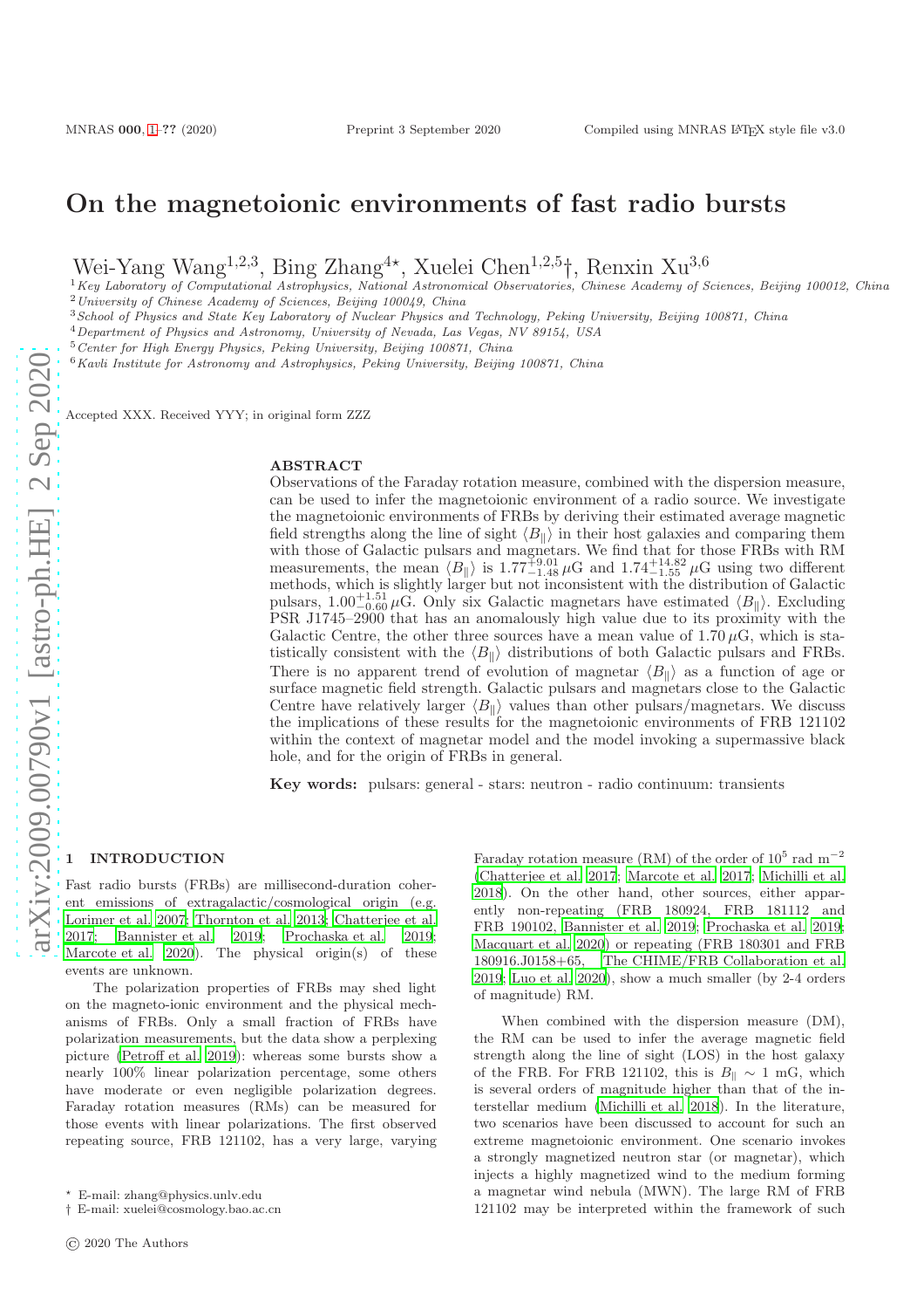# On the magnetoionic environments of fast radio bursts

Wei-Yang Wang[1,2,3], Bing Zhang[4⋆], Xuelei Chen[1,2,5]†, Renxin Xu[3,6]

[1] *Key Laboratory of Computational Astrophysics, National Astronomical Observatories, Chinese Academy of Sciences, Beijing 100012, China*
[2] *University of Chinese Academy of Sciences, Beijing 100049, China*
[3] *School of Physics and State Key Laboratory of Nuclear Physics and Technology, Peking University, Beijing 100871, China*
[4] *Department of Physics and Astronomy, University of Nevada, Las Vegas, NV 89154, USA*
[5] *Center for High Energy Physics, Peking University, Beijing 100871, China*
[6] *Kavli Institute for Astronomy and Astrophysics, Peking University, Beijing 100871, China*

Accepted XXX. Received YYY; in original form ZZZ

## ABSTRACT

Observations of the Faraday rotation measure, combined with the dispersion measure, can be used to infer the magnetoionic environment of a radio source. We investigate the magnetoionic environments of FRBs by deriving their estimated average magnetic field strengths along the line of sight $\langle B_\parallel \rangle$ in their host galaxies and comparing them with those of Galactic pulsars and magnetars. We find that for those FRBs with RM measurements, the mean $\langle B_\parallel \rangle$ is $1.77^{+9.01}_{-1.48}\,\mu$G and $1.74^{+14.82}_{-1.55}\,\mu$G using two different methods, which is slightly larger but not inconsistent with the distribution of Galactic pulsars, $1.00^{+1.51}_{-0.60}\,\mu$G. Only six Galactic magnetars have estimated $\langle B_\parallel \rangle$. Excluding PSR J1745–2900 that has an anomalously high value due to its proximity with the Galactic Centre, the other three sources have a mean value of $1.70\,\mu$G, which is statistically consistent with the $\langle B_\parallel \rangle$ distributions of both Galactic pulsars and FRBs. There is no apparent trend of evolution of magnetar $\langle B_\parallel \rangle$ as a function of age or surface magnetic field strength. Galactic pulsars and magnetars close to the Galactic Centre have relatively larger $\langle B_\parallel \rangle$ values than other pulsars/magnetars. We discuss the implications of these results for the magnetoionic environments of FRB 121102 within the context of magnetar model and the model invoking a supermassive black hole, and for the origin of FRBs in general.

**Key words:** pulsars: general - stars: neutron - radio continuum: transients

## 1 INTRODUCTION

Fast radio bursts (FRBs) are millisecond-duration coherent emissions of extragalactic/cosmological origin (e.g. Lorimer et al. 2007; Thornton et al. 2013; Chatterjee et al. 2017; Bannister et al. 2019; Prochaska et al. 2019; Marcote et al. 2020). The physical origin(s) of these events are unknown.

The polarization properties of FRBs may shed light on the magneto-ionic environment and the physical mechanisms of FRBs. Only a small fraction of FRBs have polarization measurements, but the data show a perplexing picture (Petroff et al. 2019): whereas some bursts show a nearly 100% linear polarization percentage, some others have moderate or even negligible polarization degrees. Faraday rotation measures (RMs) can be measured for those events with linear polarizations. The first observed repeating source, FRB 121102, has a very large, varying Faraday rotation measure (RM) of the order of $10^5$ rad m$^{-2}$ (Chatterjee et al. 2017; Marcote et al. 2017; Michilli et al. 2018). On the other hand, other sources, either apparently non-repeating (FRB 180924, FRB 181112 and FRB 190102, Bannister et al. 2019; Prochaska et al. 2019; Macquart et al. 2020) or repeating (FRB 180301 and FRB 180916.J0158+65, The CHIME/FRB Collaboration et al. 2019; Luo et al. 2020), show a much smaller (by 2-4 orders of magnitude) RM.

When combined with the dispersion measure (DM), the RM can be used to infer the average magnetic field strength along the line of sight (LOS) in the host galaxy of the FRB. For FRB 121102, this is $B_\parallel \sim 1$ mG, which is several orders of magnitude higher than that of the interstellar medium (Michilli et al. 2018). In the literature, two scenarios have been discussed to account for such an extreme magnetoionic environment. One scenario invokes a strongly magnetized neutron star (or magnetar), which injects a highly magnetized wind to the medium forming a magnetar wind nebula (MWN). The large RM of FRB 121102 may be interpreted within the framework of such

⋆ E-mail: zhang@physics.unlv.edu
† E-mail: xuelei@cosmology.bao.ac.cn

© 2020 The Authors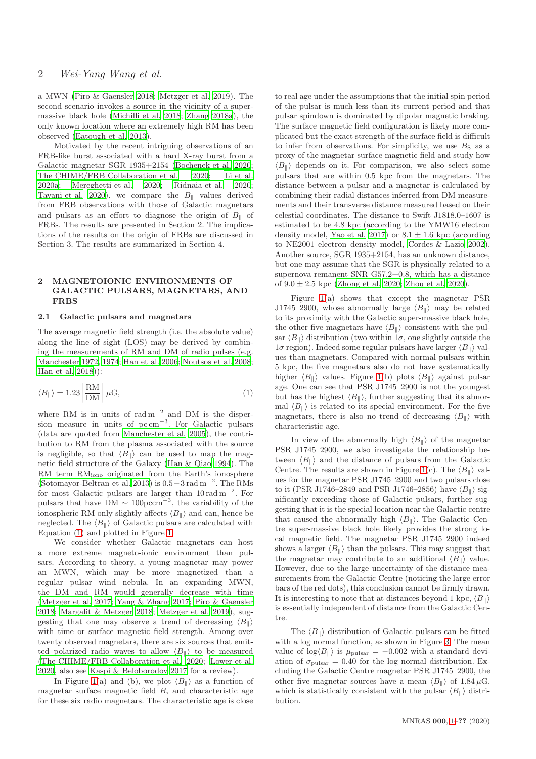a MWN (Piro & Gaensler 2018; Metzger et al. 2019). The second scenario invokes a source in the vicinity of a supermassive black hole (Michilli et al. 2018; Zhang 2018a), the only known location where an extremely high RM has been observed (Eatough et al. 2013).

Motivated by the recent intriguing observations of an FRB-like burst associated with a hard X-ray burst from a Galactic magnetar SGR 1935+2154 (Bochenek et al. 2020; The CHIME/FRB Collaboration et al. 2020; Li et al. 2020a; Mereghetti et al. 2020; Ridnaia et al. 2020; Tavani et al. 2020), we compare the $B_\parallel$ values derived from FRB observations with those of Galactic magnetars and pulsars as an effort to diagnose the origin of $B_\parallel$ of FRBs. The results are presented in Section 2. The implications of the results on the origin of FRBs are discussed in Section 3. The results are summarized in Section 4.

## 2 MAGNETOIONIC ENVIRONMENTS OF GALACTIC PULSARS, MAGNETARS, AND FRBS

### 2.1 Galactic pulsars and magnetars

The average magnetic field strength (i.e. the absolute value) along the line of sight (LOS) may be derived by combining the measurements of RM and DM of radio pulses (e.g. Manchester 1972, 1974; Han et al. 2006; Noutsos et al. 2008; Han et al. 2018)):

$$\langle B_\parallel \rangle = 1.23 \left| \frac{\mathrm{RM}}{\mathrm{DM}} \right| \mu\mathrm{G}, \tag{1}$$

where RM is in units of $\mathrm{rad\,m^{-2}}$ and DM is the dispersion measure in units of $\mathrm{pc\,cm^{-3}}$. For Galactic pulsars (data are quoted from Manchester et al. 2005), the contribution to RM from the plasma associated with the source is negligible, so that $\langle B_\parallel \rangle$ can be used to map the magnetic field structure of the Galaxy (Han & Qiao 1994). The RM term $\mathrm{RM_{iono}}$ originated from the Earth's ionosphere (Sotomayor-Beltran et al. 2013) is $0.5-3\,\mathrm{rad\,m^{-2}}$. The RMs for most Galactic pulsars are larger than $10\,\mathrm{rad\,m^{-2}}$. For pulsars that have DM $\sim 100\mathrm{pc cm^{-3}}$, the variability of the ionospheric RM only slightly affects $\langle B_\parallel \rangle$ and can, hence be neglected. The $\langle B_\parallel \rangle$ of Galactic pulsars are calculated with Equation (1) and plotted in Figure 1.

We consider whether Galactic magnetars can host a more extreme magneto-ionic environment than pulsars. According to theory, a young magnetar may power an MWN, which may be more magnetized than a regular pulsar wind nebula. In an expanding MWN, the DM and RM would generally decrease with time (Metzger et al. 2017; Yang & Zhang 2017; Piro & Gaensler 2018; Margalit & Metzger 2018; Metzger et al. 2019), suggesting that one may observe a trend of decreasing $\langle B_\parallel \rangle$ with time or surface magnetic field strength. Among over twenty observed magnetars, there are six sources that emitted polarized radio waves to allow $\langle B_\parallel \rangle$ to be measured (The CHIME/FRB Collaboration et al. 2020; Lower et al. 2020, also see Kaspi & Beloborodov 2017 for a review).

In Figure 1(a) and (b), we plot $\langle B_\parallel \rangle$ as a function of magnetar surface magnetic field $B_s$ and characteristic age for these six radio magnetars. The characteristic age is close to real age under the assumptions that the initial spin period of the pulsar is much less than its current period and that pulsar spindown is dominated by dipolar magnetic braking. The surface magnetic field configuration is likely more complicated but the exact strength of the surface field is difficult to infer from observations. For simplicity, we use $B_\mathrm{S}$ as a proxy of the magnetar surface magnetic field and study how $\langle B_\parallel \rangle$ depends on it. For comparison, we also select some pulsars that are within 0.5 kpc from the magnetars. The distance between a pulsar and a magnetar is calculated by combining their radial distances inferred from DM measurements and their transverse distance measured based on their celestial coordinates. The distance to Swift J1818.0–1607 is estimated to be 4.8 kpc (according to the YMW16 electron density model, Yao et al. 2017) or $8.1 \pm 1.6$ kpc (according to NE2001 electron density model, Cordes & Lazio 2002). Another source, SGR 1935+2154, has an unknown distance, but one may assume that the SGR is physically related to a supernova remanent SNR G57.2+0.8, which has a distance of $9.0 \pm 2.5$ kpc (Zhong et al. 2020; Zhou et al. 2020).

Figure 1(a) shows that except the magnetar PSR J1745–2900, whose abnormally large $\langle B_\parallel \rangle$ may be related to its proximity with the Galactic super-massive black hole, the other five magnetars have $\langle B_\parallel \rangle$ consistent with the pulsar $\langle B_\parallel \rangle$ distribution (two within $1\sigma$, one slightly outside the $1\sigma$ region). Indeed some regular pulsars have larger $\langle B_\parallel \rangle$ values than magnetars. Compared with normal pulsars within 5 kpc, the five magnetars also do not have systematically higher $\langle B_\parallel \rangle$ values. Figure 1(b) plots $\langle B_\parallel \rangle$ against pulsar age. One can see that PSR J1745–2900 is not the youngest but has the highest $\langle B_\parallel \rangle$, further suggesting that its abnormal $\langle B_\parallel \rangle$ is related to its special environment. For the five magnetars, there is also no trend of decreasing $\langle B_\parallel \rangle$ with characteristic age.

In view of the abnormally high $\langle B_\parallel \rangle$ of the magnetar PSR J1745–2900, we also investigate the relationship between $\langle B_\parallel \rangle$ and the distance of pulsars from the Galactic Centre. The results are shown in Figure 1(c). The $\langle B_\parallel \rangle$ values for the magnetar PSR J1745–2900 and two pulsars close to it (PSR J1746–2849 and PSR J1746–2856) have $\langle B_\parallel \rangle$ significantly exceeding those of Galactic pulsars, further suggesting that it is the special location near the Galactic centre that caused the abnormally high $\langle B_\parallel \rangle$. The Galactic Centre super-massive black hole likely provides the strong local magnetic field. The magnetar PSR J1745–2900 indeed shows a larger $\langle B_\parallel \rangle$ than the pulsars. This may suggest that the magnetar may contribute to an additional $\langle B_\parallel \rangle$ value. However, due to the large uncertainty of the distance measurements from the Galactic Centre (noticing the large error bars of the red dots), this conclusion cannot be firmly drawn. It is interesting to note that at distances beyond 1 kpc, $\langle B_\parallel \rangle$ is essentially independent of distance from the Galactic Centre.

The $\langle B_\parallel \rangle$ distribution of Galactic pulsars can be fitted with a log normal function, as shown in Figure 3. The mean value of $\log \langle B_\parallel \rangle$ is $\mu_\mathrm{pulsar} = -0.002$ with a standard deviation of $\sigma_\mathrm{pulsar} = 0.40$ for the log normal distribution. Excluding the Galactic Centre magnetar PSR J1745–2900, the other five magnetar sources have a mean $\langle B_\parallel \rangle$ of $1.84\,\mu$G, which is statistically consistent with the pulsar $\langle B_\parallel \rangle$ distribution.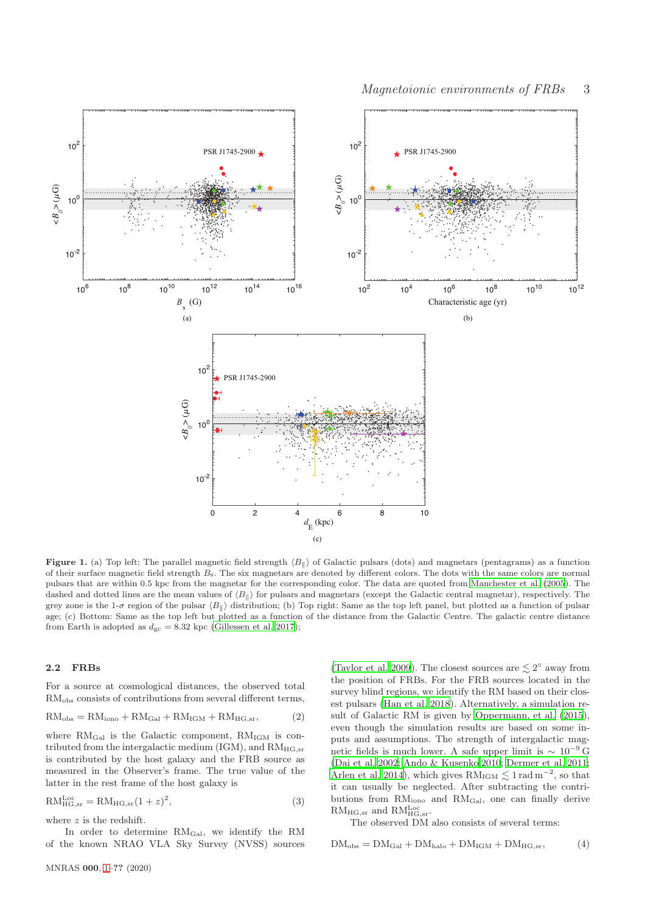**Figure 1.** (a) Top left: The parallel magnetic field strength $\langle B_\parallel \rangle$ of Galactic pulsars (dots) and magnetars (pentagrams) as a function of their surface magnetic field strength $B_{\rm s}$. The six magnetars are denoted by different colors. The dots with the same colors are normal pulsars that are within 0.5 kpc from the magnetar for the corresponding color. The data are quoted from Manchester et al. (2005). The dashed and dotted lines are the mean values of $\langle B_\parallel \rangle$ for pulsars and magnetars (except the Galactic central magnetar), respectively. The grey zone is the 1-$\sigma$ region of the pulsar $\langle B_\parallel \rangle$ distribution; (b) Top right: Same as the top left panel, but plotted as a function of pulsar age; (c) Bottom: Same as the top left but plotted as a function of the distance from the Galactic Centre. The galactic centre distance from Earth is adopted as $d_{\rm gc} = 8.32$ kpc (Gillessen et al. 2017);

### 2.2 FRBs

For a source at cosmological distances, the observed total $\rm RM_{obs}$ consists of contributions from several different terms,

$$\rm RM_{obs} = RM_{iono} + RM_{Gal} + RM_{IGM} + RM_{HG,sr}, \tag{2}$$

where $\rm RM_{Gal}$ is the Galactic component, $\rm RM_{IGM}$ is contributed from the intergalactic medium (IGM), and $\rm RM_{HG,sr}$ is contributed by the host galaxy and the FRB source as measured in the Observer's frame. The true value of the latter in the rest frame of the host galaxy is

$$\rm RM_{HG,sr}^{Loc} = RM_{HG,sr}(1+z)^2, \tag{3}$$

where $z$ is the redshift.

In order to determine $\rm RM_{Gal}$, we identify the RM of the known NRAO VLA Sky Survey (NVSS) sources (Taylor et al. 2009). The closest sources are $\lesssim 2^\circ$ away from the position of FRBs. For the FRB sources located in the survey blind regions, we identify the RM based on their closest pulsars (Han et al. 2018). Alternatively, a simulation result of Galactic RM is given by Oppermann, et al. (2015), even though the simulation results are based on some inputs and assumptions. The strength of intergalactic magnetic fields is much lower. A safe upper limit is $\sim 10^{-9}$ G (Dai et al. 2002; Ando & Kusenko 2010; Dermer et al. 2011; Arlen et al. 2014), which gives $\rm RM_{IGM} \lesssim 1\,rad\,m^{-2}$, so that it can usually be neglected. After subtracting the contributions from $\rm RM_{iono}$ and $\rm RM_{Gal}$, one can finally derive $\rm RM_{HG,sr}$ and $\rm RM_{HG,sr}^{Loc}$.

The observed DM also consists of several terms:

$$\rm DM_{obs} = DM_{Gal} + DM_{halo} + DM_{IGM} + DM_{HG,sr}, \tag{4}$$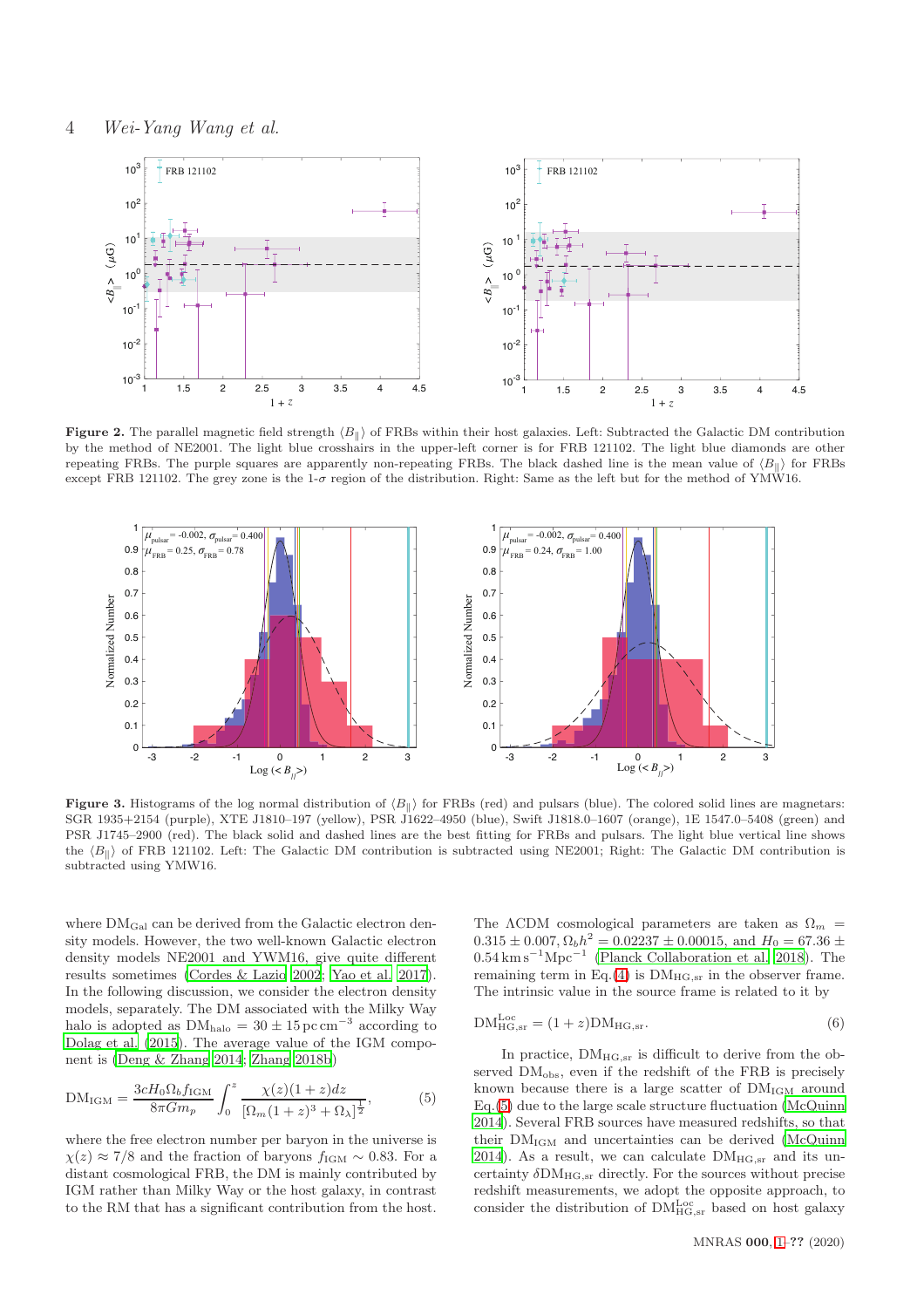**Figure 2.** The parallel magnetic field strength $\langle B_\parallel \rangle$ of FRBs within their host galaxies. Left: Subtracted the Galactic DM contribution by the method of NE2001. The light blue crosshairs in the upper-left corner is for FRB 121102. The light blue diamonds are other repeating FRBs. The purple squares are apparently non-repeating FRBs. The black dashed line is the mean value of $\langle B_\parallel \rangle$ for FRBs except FRB 121102. The grey zone is the 1-$\sigma$ region of the distribution. Right: Same as the left but for the method of YMW16.

**Figure 3.** Histograms of the log normal distribution of $\langle B_\parallel \rangle$ for FRBs (red) and pulsars (blue). The colored solid lines are magnetars: SGR 1935+2154 (purple), XTE J1810–197 (yellow), PSR J1622–4950 (blue), Swift J1818.0–1607 (orange), 1E 1547.0–5408 (green) and PSR J1745–2900 (red). The black solid and dashed lines are the best fitting for FRBs and pulsars. The light blue vertical line shows the $\langle B_\parallel \rangle$ of FRB 121102. Left: The Galactic DM contribution is subtracted using NE2001; Right: The Galactic DM contribution is subtracted using YMW16.

where $\mathrm{DM_{Gal}}$ can be derived from the Galactic electron density models. However, the two well-known Galactic electron density models NE2001 and YWM16, give quite different results sometimes (Cordes & Lazio 2002; Yao et al. 2017). In the following discussion, we consider the electron density models, separately. The DM associated with the Milky Way halo is adopted as $\mathrm{DM_{halo}} = 30 \pm 15\,\mathrm{pc\,cm^{-3}}$ according to Dolag et al. (2015). The average value of the IGM component is (Deng & Zhang 2014; Zhang 2018b)

$$\mathrm{DM_{IGM}} = \frac{3cH_0\Omega_b f_{\mathrm{IGM}}}{8\pi G m_p}\int_0^z \frac{\chi(z)(1+z)dz}{[\Omega_m(1+z)^3+\Omega_\lambda]^{\frac{1}{2}}}, \tag{5}$$

where the free electron number per baryon in the universe is $\chi(z) \approx 7/8$ and the fraction of baryons $f_{\mathrm{IGM}} \sim 0.83$. For a distant cosmological FRB, the DM is mainly contributed by IGM rather than Milky Way halo or the host galaxy, in contrast to the RM that has a significant contribution from the host.

The ΛCDM cosmological parameters are taken as $\Omega_m = 0.315 \pm 0.007$, $\Omega_b h^2 = 0.02237 \pm 0.00015$, and $H_0 = 67.36 \pm 0.54\,\mathrm{km\,s^{-1}Mpc^{-1}}$ (Planck Collaboration et al. 2018). The remaining term in Eq.(4) is $\mathrm{DM_{HG,sr}}$ in the observer frame. The intrinsic value in the source frame is related to it by

$$\mathrm{DM_{HG,sr}^{Loc}} = (1+z)\mathrm{DM_{HG,sr}}. \tag{6}$$

In practice, $\mathrm{DM_{HG,sr}}$ is difficult to derive from the observed $\mathrm{DM_{obs}}$, even if the redshift of the FRB is precisely known because there is a large scatter of $\mathrm{DM_{IGM}}$ around Eq.(5) due to the large scale structure fluctuation (McQuinn 2014). Several FRB sources have measured redshifts, so that their $\mathrm{DM_{IGM}}$ and uncertainties can be derived (McQuinn 2014). As a result, we can calculate $\mathrm{DM_{HG,sr}}$ and its uncertainty $\delta\mathrm{DM_{HG,sr}}$ directly. For the sources without precise redshift measurements, we adopt the opposite approach, to consider the distribution of $\mathrm{DM_{HG,sr}^{Loc}}$ based on host galaxy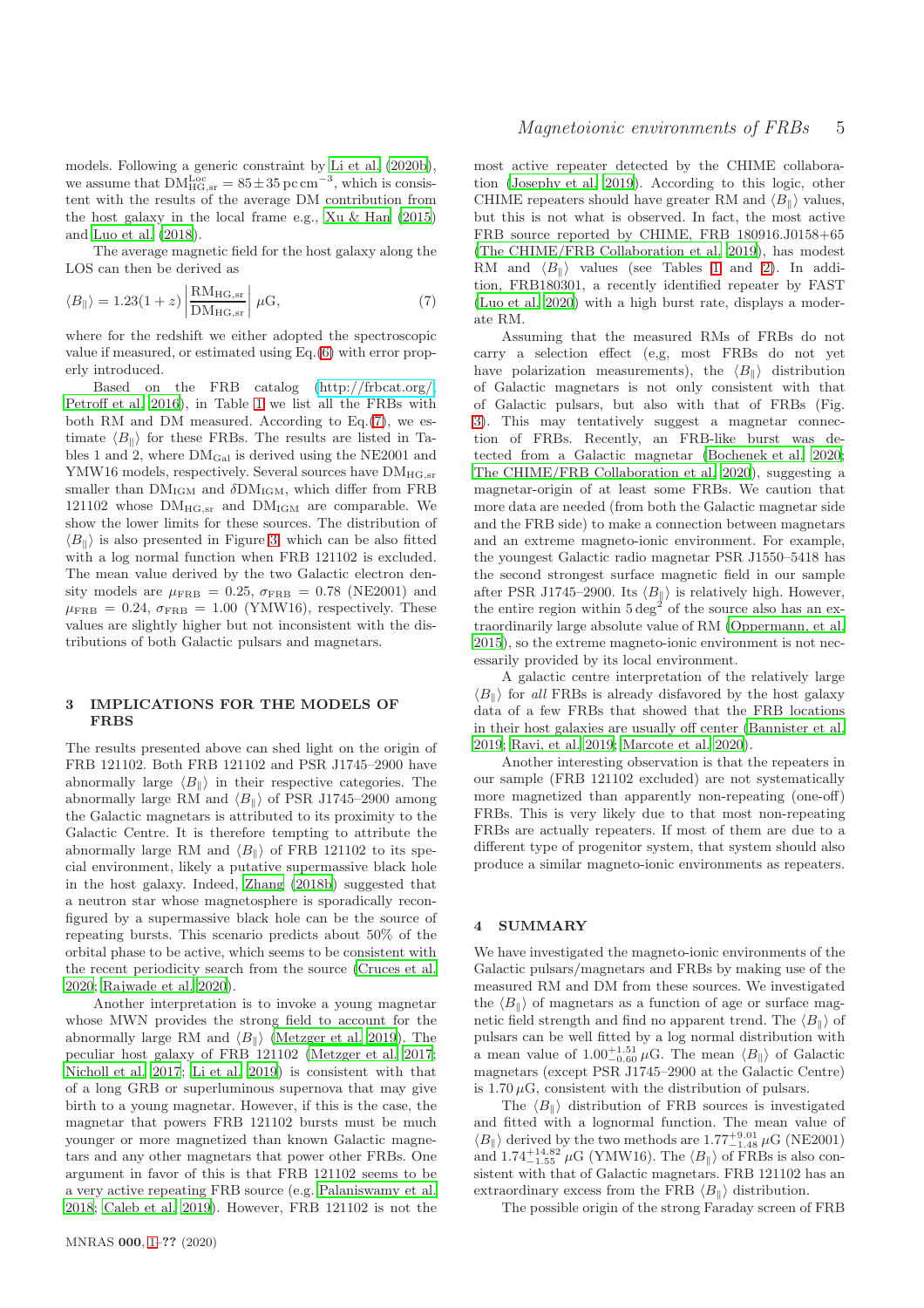models. Following a generic constraint by Li et al. (2020b), we assume that $\mathrm{DM}_{\mathrm{HG,sr}}^{\mathrm{Loc}} = 85 \pm 35\,\mathrm{pc\,cm}^{-3}$, which is consistent with the results of the average DM contribution from the host galaxy in the local frame e.g., Xu & Han (2015) and Luo et al. (2018).

The average magnetic field for the host galaxy along the LOS can then be derived as

$$\langle B_\parallel \rangle = 1.23(1+z)\left|\frac{\mathrm{RM}_{\mathrm{HG,sr}}}{\mathrm{DM}_{\mathrm{HG,sr}}}\right|\,\mu\mathrm{G}, \tag{7}$$

where for the redshift we either adopted the spectroscopic value if measured, or estimated using Eq.(6) with error properly introduced.

Based on the FRB catalog (http://frbcat.org/ Petroff et al. 2016), in Table 1 we list all the FRBs with both RM and DM measured. According to Eq.(7), we estimate $\langle B_\parallel \rangle$ for these FRBs. The results are listed in Tables 1 and 2, where $\mathrm{DM}_{\mathrm{Gal}}$ is derived using the NE2001 and YMW16 models, respectively. Several sources have $\mathrm{DM}_{\mathrm{HG,sr}}$ smaller than $\mathrm{DM}_{\mathrm{IGM}}$ and $\delta\mathrm{DM}_{\mathrm{IGM}}$, which differ from FRB 121102 whose $\mathrm{DM}_{\mathrm{HG,sr}}$ and $\mathrm{DM}_{\mathrm{IGM}}$ are comparable. We show the lower limits for these sources. The distribution of $\langle B_\parallel \rangle$ is also presented in Figure 3, which can be also fitted with a log normal function when FRB 121102 is excluded. The mean value derived by the two Galactic electron density models are $\mu_{\mathrm{FRB}} = 0.25$, $\sigma_{\mathrm{FRB}} = 0.78$ (NE2001) and $\mu_{\mathrm{FRB}} = 0.24$, $\sigma_{\mathrm{FRB}} = 1.00$ (YMW16), respectively. These values are slightly higher but not inconsistent with the distributions of both Galactic pulsars and magnetars.

## 3 IMPLICATIONS FOR THE MODELS OF FRBS

The results presented above can shed light on the origin of FRB 121102. Both FRB 121102 and PSR J1745–2900 have abnormally large $\langle B_\parallel \rangle$ in their respective categories. The abnormally large RM and $\langle B_\parallel \rangle$ of PSR J1745–2900 among the Galactic magnetars is attributed to its proximity to the Galactic Centre. It is therefore tempting to attribute the abnormally large RM and $\langle B_\parallel \rangle$ of FRB 121102 to its special environment, likely a putative supermassive black hole in the host galaxy. Indeed, Zhang (2018b) suggested that a neutron star whose magnetosphere is sporadically reconfigured by a supermassive black hole can be the source of repeating bursts. This scenario predicts about 50% of the orbital phase to be active, which seems to be consistent with the recent periodicity search from the source (Cruces et al. 2020; Rajwade et al. 2020).

Another interpretation is to invoke a young magnetar whose MWN provides the strong field to account for the abnormally large RM and $\langle B_\parallel \rangle$ (Metzger et al. 2019). The peculiar host galaxy of FRB 121102 (Metzger et al. 2017; Nicholl et al. 2017; Li et al. 2019) is consistent with that of a long GRB or superluminous supernova that may give birth to a young magnetar. However, if this is the case, the magnetar that powers FRB 121102 bursts must be much younger or more magnetized than known Galactic magnetars and any other magnetars that power other FRBs. One argument in favor of this is that FRB 121102 seems to be a very active repeating FRB source (e.g. Palaniswamy et al. 2018; Caleb et al. 2019). However, FRB 121102 is not the most active repeater detected by the CHIME collaboration (Josephy et al. 2019). According to this logic, other CHIME repeaters should have greater RM and $\langle B_\parallel \rangle$ values, but this is not what is observed. In fact, the most active FRB source reported by CHIME, FRB 180916.J0158+65 (The CHIME/FRB Collaboration et al. 2019), has modest RM and $\langle B_\parallel \rangle$ values (see Tables 1 and 2). In addition, FRB180301, a recently identified repeater by FAST (Luo et al. 2020) with a high burst rate, displays a moderate RM.

Assuming that the measured RMs of FRBs do not carry a selection effect (e,g, most FRBs do not yet have polarization measurements), the $\langle B_\parallel \rangle$ distribution of Galactic magnetars is not only consistent with that of Galactic pulsars, but also with that of FRBs (Fig. 3). This may tentatively suggest a magnetar connection of FRBs. Recently, an FRB-like burst was detected from a Galactic magnetar (Bochenek et al. 2020; The CHIME/FRB Collaboration et al. 2020), suggesting a magnetar-origin of at least some FRBs. We caution that more data are needed (from both the Galactic magnetar side and the FRB side) to make a connection between magnetars and an extreme magneto-ionic environment. For example, the youngest Galactic radio magnetar PSR J1550–5418 has the second strongest surface magnetic field in our sample after PSR J1745–2900. Its $\langle B_\parallel \rangle$ is relatively high. However, the entire region within $5\,\mathrm{deg}^2$ of the source also has an extraordinarily large absolute value of RM (Oppermann, et al. 2015), so the extreme magneto-ionic environment is not necessarily provided by its local environment.

A galactic centre interpretation of the relatively large $\langle B_\parallel \rangle$ for *all* FRBs is already disfavored by the host galaxy data of a few FRBs that showed that the FRB locations in their host galaxies are usually off center (Bannister et al. 2019; Ravi, et al. 2019; Marcote et al. 2020).

Another interesting observation is that the repeaters in our sample (FRB 121102 excluded) are not systematically more magnetized than apparently non-repeating (one-off) FRBs. This is very likely due to that most non-repeating FRBs are actually repeaters. If most of them are due to a different type of progenitor system, that system should also produce a similar magneto-ionic environments as repeaters.

## 4 SUMMARY

We have investigated the magneto-ionic environments of the Galactic pulsars/magnetars and FRBs by making use of the measured RM and DM from these sources. We investigated the $\langle B_\parallel \rangle$ of magnetars as a function of age or surface magnetic field strength and find no apparent trend. The $\langle B_\parallel \rangle$ of pulsars can be well fitted by a log normal distribution with a mean value of $1.00^{+1.51}_{-0.60}\,\mu$G. The mean $\langle B_\parallel \rangle$ of Galactic magnetars (except PSR J1745–2900 at the Galactic Centre) is $1.70\,\mu$G, consistent with the distribution of pulsars.

The $\langle B_\parallel \rangle$ distribution of FRB sources is investigated and fitted with a lognormal function. The mean value of $\langle B_\parallel \rangle$ derived by the two methods are $1.77^{+9.01}_{-1.48}\,\mu$G (NE2001) and $1.74^{+14.82}_{-1.55}\,\mu$G (YMW16). The $\langle B_\parallel \rangle$ of FRBs is also consistent with that of Galactic magnetars. FRB 121102 has an extraordinary excess from the FRB $\langle B_\parallel \rangle$ distribution.

The possible origin of the strong Faraday screen of FRB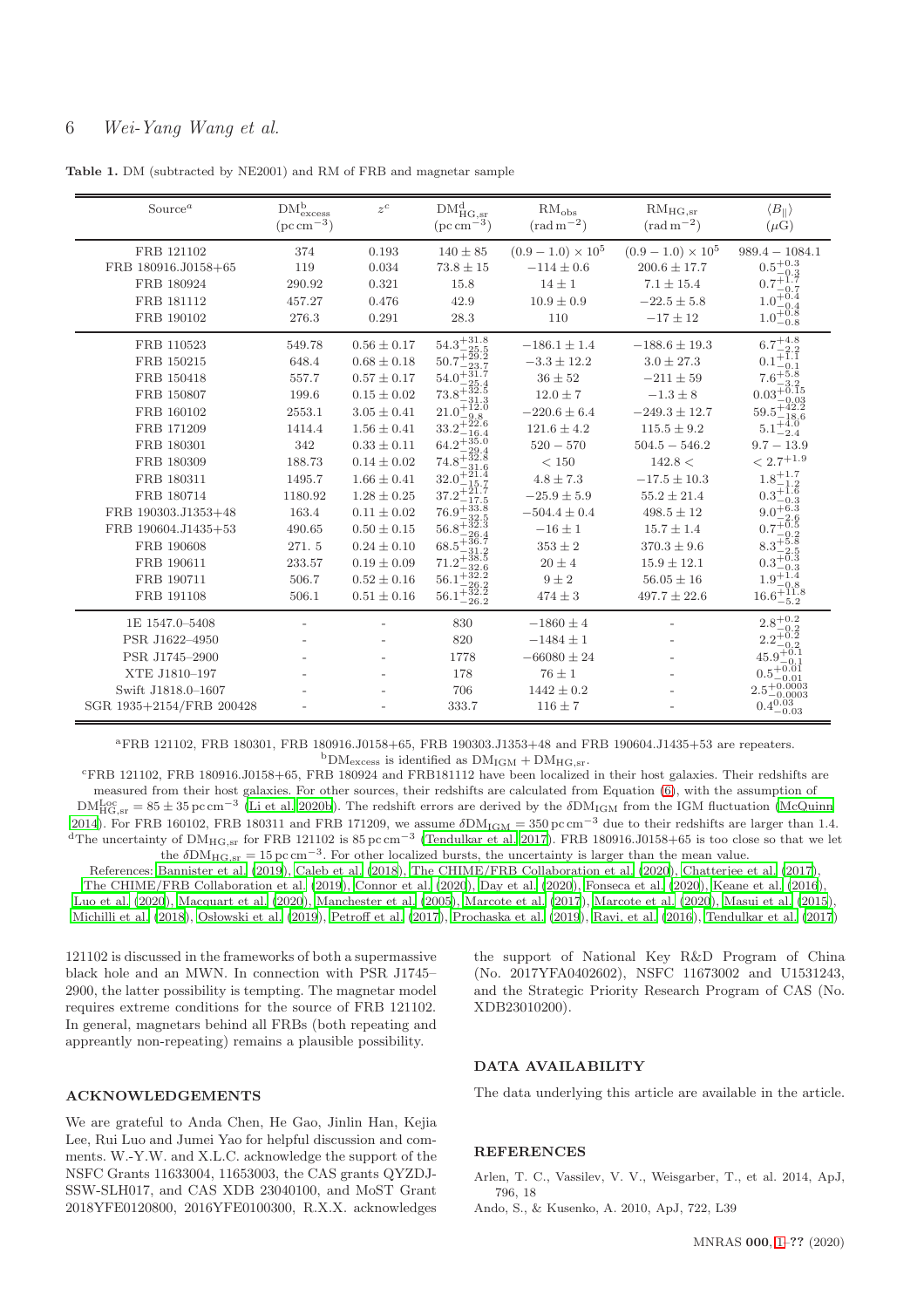**Table 1.** DM (subtracted by NE2001) and RM of FRB and magnetar sample

| Source[a] | $\mathrm{DM}^{\mathrm{b}}_{\mathrm{excess}}$ $(\mathrm{pc\,cm^{-3}})$ | $z^{\mathrm{c}}$ | $\mathrm{DM}^{\mathrm{d}}_{\mathrm{HG,sr}}$ $(\mathrm{pc\,cm^{-3}})$ | $\mathrm{RM}_{\mathrm{obs}}$ $(\mathrm{rad\,m^{-2}})$ | $\mathrm{RM}_{\mathrm{HG,sr}}$ $(\mathrm{rad\,m^{-2}})$ | $\langle B_{\parallel} \rangle$ $(\mu\mathrm{G})$ |
|---|---|---|---|---|---|---|
| FRB 121102 | 374 | 0.193 | $140 \pm 85$ | $(0.9-1.0)\times 10^5$ | $(0.9-1.0)\times 10^5$ | $989.4-1084.1$ |
| FRB 180916.J0158+65 | 119 | 0.034 | $73.8 \pm 15$ | $-114 \pm 0.6$ | $200.6 \pm 17.7$ | $0.5^{+0.3}_{-0.3}$ |
| FRB 180924 | 290.92 | 0.321 | 15.8 | $14 \pm 1$ | $7.1 \pm 15.4$ | $0.7^{+1.7}_{-0.7}$ |
| FRB 181112 | 457.27 | 0.476 | 42.9 | $10.9 \pm 0.9$ | $-22.5 \pm 5.8$ | $1.0^{+0.4}_{-0.4}$ |
| FRB 190102 | 276.3 | 0.291 | 28.3 | 110 | $-17 \pm 12$ | $1.0^{+0.8}_{-0.8}$ |
| FRB 110523 | 549.78 | $0.56 \pm 0.17$ | $54.3^{+31.8}_{-25.5}$ | $-186.1 \pm 1.4$ | $-188.6 \pm 19.3$ | $6.7^{+4.8}_{-2.2}$ |
| FRB 150215 | 648.4 | $0.68 \pm 0.18$ | $50.7^{+29.2}_{-23.7}$ | $-3.3 \pm 12.2$ | $3.0 \pm 27.3$ | $0.1^{+1.1}_{-0.1}$ |
| FRB 150418 | 557.7 | $0.57 \pm 0.17$ | $54.0^{+31.7}_{-25.4}$ | $36 \pm 52$ | $-211 \pm 59$ | $7.6^{+5.8}_{-3.2}$ |
| FRB 150807 | 199.6 | $0.15 \pm 0.02$ | $73.8^{+32.5}_{-31.3}$ | $12.0 \pm 7$ | $-1.3 \pm 8$ | $0.03^{+0.15}_{-0.03}$ |
| FRB 160102 | 2553.1 | $3.05 \pm 0.41$ | $21.0^{+12.0}_{-9.8}$ | $-220.6 \pm 6.4$ | $-249.3 \pm 12.7$ | $59.5^{+42.2}_{-18.6}$ |
| FRB 171209 | 1414.4 | $1.56 \pm 0.41$ | $33.2^{+22.6}_{-16.4}$ | $121.6 \pm 4.2$ | $115.5 \pm 9.2$ | $5.1^{+4.0}_{-2.4}$ |
| FRB 180301 | 342 | $0.33 \pm 0.11$ | $64.2^{+35.0}_{-29.4}$ | $520-570$ | $504.5-546.2$ | $9.7-13.9$ |
| FRB 180309 | 188.73 | $0.14 \pm 0.02$ | $74.8^{+32.8}_{-31.6}$ | $< 150$ | $142.8 <$ | $< 2.7^{+1.9}$ |
| FRB 180311 | 1495.7 | $1.66 \pm 0.41$ | $32.0^{+21.4}_{-15.7}$ | $4.8 \pm 7.3$ | $-17.5 \pm 10.3$ | $1.8^{+1.7}_{-1.2}$ |
| FRB 180714 | 1180.92 | $1.28 \pm 0.25$ | $37.2^{+21.7}_{-17.5}$ | $-25.9 \pm 5.9$ | $55.2 \pm 21.4$ | $0.3^{+1.6}_{-0.3}$ |
| FRB 190303.J1353+48 | 163.4 | $0.11 \pm 0.02$ | $76.9^{+33.8}_{-32.5}$ | $-504.4 \pm 0.4$ | $498.5 \pm 12$ | $9.0^{+6.3}_{-2.6}$ |
| FRB 190604.J1435+53 | 490.65 | $0.50 \pm 0.15$ | $56.8^{+32.3}_{-26.4}$ | $-16 \pm 1$ | $15.7 \pm 1.4$ | $0.7^{+0.5}_{-0.2}$ |
| FRB 190608 | 271. 5 | $0.24 \pm 0.10$ | $68.5^{+36.7}_{-31.2}$ | $353 \pm 2$ | $370.3 \pm 9.6$ | $8.3^{+5.8}_{-2.5}$ |
| FRB 190611 | 233.57 | $0.19 \pm 0.09$ | $71.2^{+38.5}_{-32.6}$ | $20 \pm 4$ | $15.9 \pm 12.1$ | $0.3^{+0.3}_{-0.3}$ |
| FRB 190711 | 506.7 | $0.52 \pm 0.16$ | $56.1^{+32.2}_{-26.2}$ | $9 \pm 2$ | $56.05 \pm 16$ | $1.9^{+1.4}_{-0.8}$ |
| FRB 191108 | 506.1 | $0.51 \pm 0.16$ | $56.1^{+32.2}_{-26.2}$ | $474 \pm 3$ | $497.7 \pm 22.6$ | $16.6^{+11.8}_{-5.2}$ |
| 1E 1547.0–5408 | - | - | 830 | $-1860 \pm 4$ | - | $2.8^{+0.2}_{-0.2}$ |
| PSR J1622–4950 | - | - | 820 | $-1484 \pm 1$ | - | $2.2^{+0.2}_{-0.2}$ |
| PSR J1745–2900 | - | - | 1778 | $-66080 \pm 24$ | - | $45.9^{+0.1}_{-0.1}$ |
| XTE J1810–197 | - | - | 178 | $76 \pm 1$ | - | $0.5^{+0.01}_{-0.01}$ |
| Swift J1818.0–1607 | - | - | 706 | $1442 \pm 0.2$ | - | $2.5^{+0.0003}_{-0.0003}$ |
| SGR 1935+2154/FRB 200428 | - | - | 333.7 | $116 \pm 7$ | - | $0.4^{0.03}_{-0.03}$ |

[a]FRB 121102, FRB 180301, FRB 180916.J0158+65, FRB 190303.J1353+48 and FRB 190604.J1435+53 are repeaters.

[b]$\mathrm{DM}_{\mathrm{excess}}$ is identified as $\mathrm{DM}_{\mathrm{IGM}} + \mathrm{DM}_{\mathrm{HG,sr}}$.

[c]FRB 121102, FRB 180916.J0158+65, FRB 180924 and FRB181112 have been localized in their host galaxies. Their redshifts are measured from their host galaxies. For other sources, their redshifts are calculated from Equation (6), with the assumption of $\mathrm{DM}^{\mathrm{Loc}}_{\mathrm{HG,sr}} = 85 \pm 35\,\mathrm{pc\,cm^{-3}}$ (Li et al. 2020b). The redshift errors are derived by the $\delta\mathrm{DM}_{\mathrm{IGM}}$ from the IGM fluctuation (McQuinn 2014). For FRB 160102, FRB 180311 and FRB 171209, we assume $\delta\mathrm{DM}_{\mathrm{IGM}} = 350\,\mathrm{pc\,cm^{-3}}$ due to their redshifts are larger than 1.4.

[d]The uncertainty of $\mathrm{DM}_{\mathrm{HG,sr}}$ for FRB 121102 is $85\,\mathrm{pc\,cm^{-3}}$ (Tendulkar et al. 2017). FRB 180916.J0158+65 is too close so that we let the $\delta\mathrm{DM}_{\mathrm{HG,sr}} = 15\,\mathrm{pc\,cm^{-3}}$. For other localized bursts, the uncertainty is larger than the mean value.

References: Bannister et al. (2019), Caleb et al. (2018), The CHIME/FRB Collaboration et al. (2020), Chatterjee et al. (2017), The CHIME/FRB Collaboration et al. (2019), Connor et al. (2020), Day et al. (2020), Fonseca et al. (2020), Keane et al. (2016), Luo et al. (2020), Macquart et al. (2020), Manchester et al. (2005), Marcote et al. (2017), Marcote et al. (2020), Masui et al. (2015), Michilli et al. (2018), Osłowski et al. (2019), Petroff et al. (2017), Prochaska et al. (2019), Ravi, et al. (2016), Tendulkar et al. (2017)

121102 is discussed in the frameworks of both a supermassive black hole and an MWN. In connection with PSR J1745–2900, the latter possibility is tempting. The magnetar model requires extreme conditions for the source of FRB 121102. In general, magnetars behind all FRBs (both repeating and appreantly non-repeating) remains a plausible possibility.

## ACKNOWLEDGEMENTS

We are grateful to Anda Chen, He Gao, Jinlin Han, Kejia Lee, Rui Luo and Jumei Yao for helpful discussion and comments. W.-Y.W. and X.L.C. acknowledge the support of the NSFC Grants 11633004, 11653003, the CAS grants QYZDJ-SSW-SLH017, and CAS XDB 23040100, and MoST Grant 2018YFE0120800, 2016YFE0100300, R.X.X. acknowledges the support of National Key R&D Program of China (No. 2017YFA0402602), NSFC 11673002 and U1531243, and the Strategic Priority Research Program of CAS (No. XDB23010200).

## DATA AVAILABILITY

The data underlying this article are available in the article.

## REFERENCES

Arlen, T. C., Vassilev, V. V., Weisgarber, T., et al. 2014, ApJ, 796, 18

Ando, S., & Kusenko, A. 2010, ApJ, 722, L39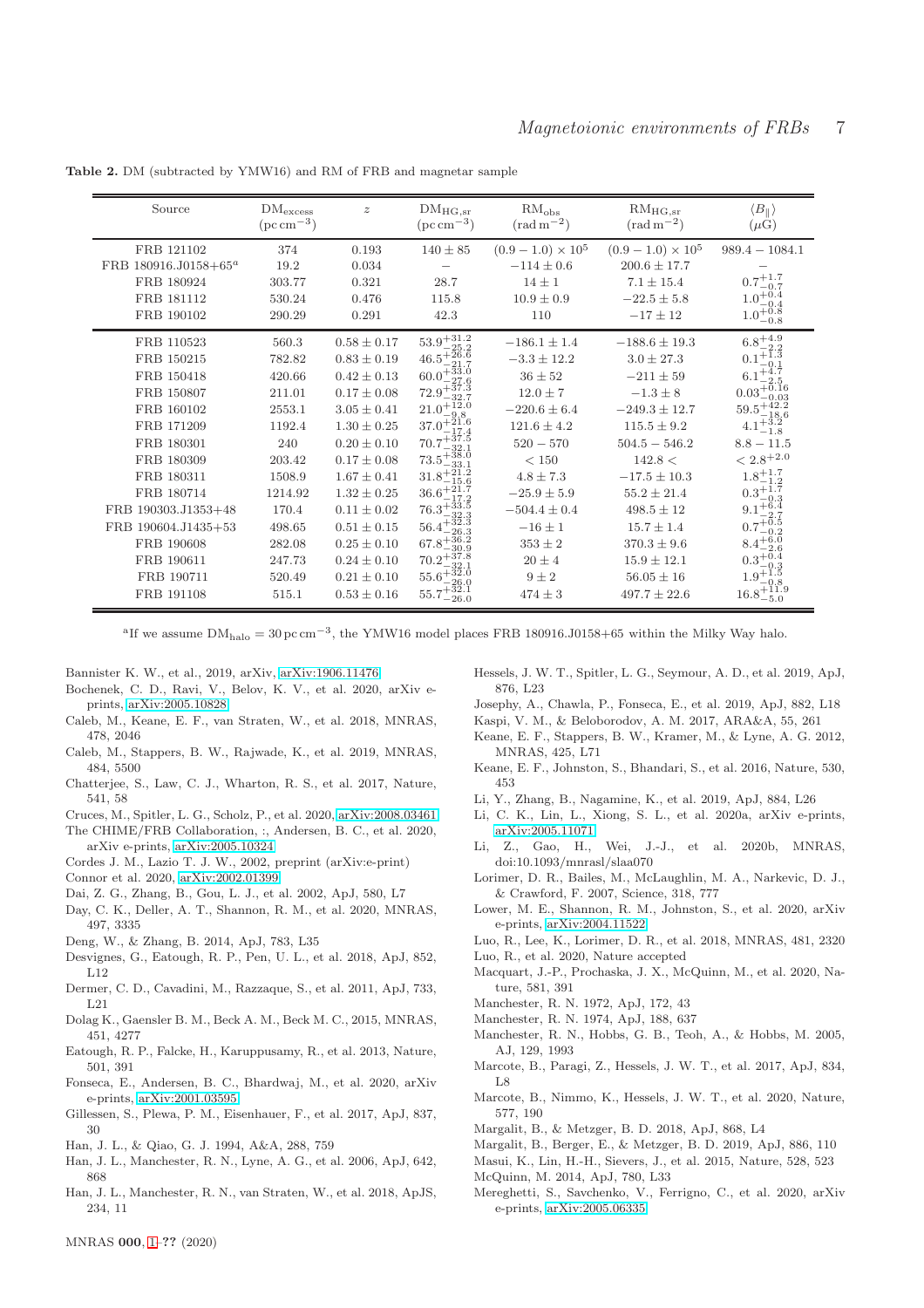**Table 2.** DM (subtracted by YMW16) and RM of FRB and magnetar sample

| Source | $\mathrm{DM_{excess}}$ ($\mathrm{pc\,cm^{-3}}$) | $z$ | $\mathrm{DM_{HG,sr}}$ ($\mathrm{pc\,cm^{-3}}$) | $\mathrm{RM_{obs}}$ ($\mathrm{rad\,m^{-2}}$) | $\mathrm{RM_{HG,sr}}$ ($\mathrm{rad\,m^{-2}}$) | $\langle B_\parallel \rangle$ ($\mu$G) |
|---|---|---|---|---|---|---|
| FRB 121102 | 374 | 0.193 | $140 \pm 85$ | $(0.9-1.0)\times10^5$ | $(0.9-1.0)\times10^5$ | $989.4 - 1084.1$ |
| FRB 180916.J0158+65[a] | 19.2 | 0.034 | – | $-114 \pm 0.6$ | $200.6 \pm 17.7$ | – |
| FRB 180924 | 303.77 | 0.321 | 28.7 | $14 \pm 1$ | $7.1 \pm 15.4$ | $0.7^{+1.7}_{-0.7}$ |
| FRB 181112 | 530.24 | 0.476 | 115.8 | $10.9 \pm 0.9$ | $-22.5 \pm 5.8$ | $1.0^{+0.4}_{-0.4}$ |
| FRB 190102 | 290.29 | 0.291 | 42.3 | 110 | $-17 \pm 12$ | $1.0^{+0.8}_{-0.8}$ |
| FRB 110523 | 560.3 | $0.58 \pm 0.17$ | $53.9^{+31.2}_{-25.2}$ | $-186.1 \pm 1.4$ | $-188.6 \pm 19.3$ | $6.8^{+4.9}_{-2.2}$ |
| FRB 150215 | 782.82 | $0.83 \pm 0.19$ | $46.5^{+26.6}_{-21.7}$ | $-3.3 \pm 12.2$ | $3.0 \pm 27.3$ | $0.1^{+1.3}_{-0.1}$ |
| FRB 150418 | 420.66 | $0.42 \pm 0.13$ | $60.0^{+33.0}_{-27.6}$ | $36 \pm 52$ | $-211 \pm 59$ | $6.1^{+4.7}_{-2.5}$ |
| FRB 150807 | 211.01 | $0.17 \pm 0.08$ | $72.9^{+37.3}_{-32.7}$ | $12.0 \pm 7$ | $-1.3 \pm 8$ | $0.03^{+0.16}_{-0.03}$ |
| FRB 160102 | 2553.1 | $3.05 \pm 0.41$ | $21.0^{+12.0}_{-9.8}$ | $-220.6 \pm 6.4$ | $-249.3 \pm 12.7$ | $59.5^{+42.2}_{-18.6}$ |
| FRB 171209 | 1192.4 | $1.30 \pm 0.25$ | $37.0^{+21.6}_{-17.4}$ | $121.6 \pm 4.2$ | $115.5 \pm 9.2$ | $4.1^{+3.2}_{-1.8}$ |
| FRB 180301 | 240 | $0.20 \pm 0.10$ | $70.7^{+37.5}_{-32.1}$ | $520 - 570$ | $504.5 - 546.2$ | $8.8 - 11.5$ |
| FRB 180309 | 203.42 | $0.17 \pm 0.08$ | $73.5^{+38.0}_{-33.1}$ | $< 150$ | $142.8 <$ | $< 2.8^{+2.0}$ |
| FRB 180311 | 1508.9 | $1.67 \pm 0.41$ | $31.8^{+21.2}_{-15.6}$ | $4.8 \pm 7.3$ | $-17.5 \pm 10.3$ | $1.8^{+1.7}_{-1.2}$ |
| FRB 180714 | 1214.92 | $1.32 \pm 0.25$ | $36.6^{+21.7}_{-17.2}$ | $-25.9 \pm 5.9$ | $55.2 \pm 21.4$ | $0.3^{+1.7}_{-0.3}$ |
| FRB 190303.J1353+48 | 170.4 | $0.11 \pm 0.02$ | $76.3^{+33.5}_{-32.3}$ | $-504.4 \pm 0.4$ | $498.5 \pm 12$ | $9.1^{+6.4}_{-2.7}$ |
| FRB 190604.J1435+53 | 498.65 | $0.51 \pm 0.15$ | $56.4^{+32.3}_{-26.3}$ | $-16 \pm 1$ | $15.7 \pm 1.4$ | $0.7^{+0.5}_{-0.2}$ |
| FRB 190608 | 282.08 | $0.25 \pm 0.10$ | $67.8^{+36.2}_{-30.9}$ | $353 \pm 2$ | $370.3 \pm 9.6$ | $8.4^{+6.0}_{-2.6}$ |
| FRB 190611 | 247.73 | $0.24 \pm 0.10$ | $70.2^{+37.8}_{-32.1}$ | $20 \pm 4$ | $15.9 \pm 12.1$ | $0.3^{+0.4}_{-0.3}$ |
| FRB 190711 | 520.49 | $0.21 \pm 0.10$ | $55.6^{+32.0}_{-26.0}$ | $9 \pm 2$ | $56.05 \pm 16$ | $1.9^{+1.5}_{-0.8}$ |
| FRB 191108 | 515.1 | $0.53 \pm 0.16$ | $55.7^{+32.1}_{-26.0}$ | $474 \pm 3$ | $497.7 \pm 22.6$ | $16.8^{+11.9}_{-5.0}$ |

[a]If we assume $\mathrm{DM_{halo}} = 30\,\mathrm{pc\,cm^{-3}}$, the YMW16 model places FRB 180916.J0158+65 within the Milky Way halo.

Bannister K. W., et al., 2019, arXiv, arXiv:1906.11476
Bochenek, C. D., Ravi, V., Belov, K. V., et al. 2020, arXiv e-prints, arXiv:2005.10828
Caleb, M., Keane, E. F., van Straten, W., et al. 2018, MNRAS, 478, 2046
Caleb, M., Stappers, B. W., Rajwade, K., et al. 2019, MNRAS, 484, 5500
Chatterjee, S., Law, C. J., Wharton, R. S., et al. 2017, Nature, 541, 58
Cruces, M., Spitler, L. G., Scholz, P., et al. 2020, arXiv:2008.03461
The CHIME/FRB Collaboration, :, Andersen, B. C., et al. 2020, arXiv e-prints, arXiv:2005.10324
Cordes J. M., Lazio T. J. W., 2002, preprint (arXiv:e-print)
Connor et al. 2020, arXiv:2002.01399
Dai, Z. G., Zhang, B., Gou, L. J., et al. 2002, ApJ, 580, L7
Day, C. K., Deller, A. T., Shannon, R. M., et al. 2020, MNRAS, 497, 3335
Deng, W., & Zhang, B. 2014, ApJ, 783, L35
Desvignes, G., Eatough, R. P., Pen, U. L., et al. 2018, ApJ, 852, L12
Dermer, C. D., Cavadini, M., Razzaque, S., et al. 2011, ApJ, 733, L21
Dolag K., Gaensler B. M., Beck A. M., Beck M. C., 2015, MNRAS, 451, 4277
Eatough, R. P., Falcke, H., Karuppusamy, R., et al. 2013, Nature, 501, 391
Fonseca, E., Andersen, B. C., Bhardwaj, M., et al. 2020, arXiv e-prints, arXiv:2001.03595
Gillessen, S., Plewa, P. M., Eisenhauer, F., et al. 2017, ApJ, 837, 30
Han, J. L., & Qiao, G. J. 1994, A&A, 288, 759
Han, J. L., Manchester, R. N., Lyne, A. G., et al. 2006, ApJ, 642, 868
Han, J. L., Manchester, R. N., van Straten, W., et al. 2018, ApJS, 234, 11
Hessels, J. W. T., Spitler, L. G., Seymour, A. D., et al. 2019, ApJ, 876, L23
Josephy, A., Chawla, P., Fonseca, E., et al. 2019, ApJ, 882, L18
Kaspi, V. M., & Beloborodov, A. M. 2017, ARA&A, 55, 261
Keane, E. F., Stappers, B. W., Kramer, M., & Lyne, A. G. 2012, MNRAS, 425, L71
Keane, E. F., Johnston, S., Bhandari, S., et al. 2016, Nature, 530, 453
Li, Y., Zhang, B., Nagamine, K., et al. 2019, ApJ, 884, L26
Li, C. K., Lin, L., Xiong, S. L., et al. 2020a, arXiv e-prints, arXiv:2005.11071
Li, Z., Gao, H., Wei, J.-J., et al. 2020b, MNRAS, doi:10.1093/mnrasl/slaa070
Lorimer, D. R., Bailes, M., McLaughlin, M. A., Narkevic, D. J., & Crawford, F. 2007, Science, 318, 777
Lower, M. E., Shannon, R. M., Johnston, S., et al. 2020, arXiv e-prints, arXiv:2004.11522
Luo, R., Lee, K., Lorimer, D. R., et al. 2018, MNRAS, 481, 2320
Luo, R., et al. 2020, Nature accepted
Macquart, J.-P., Prochaska, J. X., McQuinn, M., et al. 2020, Nature, 581, 391
Manchester, R. N. 1972, ApJ, 172, 43
Manchester, R. N. 1974, ApJ, 188, 637
Manchester, R. N., Hobbs, G. B., Teoh, A., & Hobbs, M. 2005, AJ, 129, 1993
Marcote, B., Paragi, Z., Hessels, J. W. T., et al. 2017, ApJ, 834, L8
Marcote, B., Nimmo, K., Hessels, J. W. T., et al. 2020, Nature, 577, 190
Margalit, B., & Metzger, B. D. 2018, ApJ, 868, L4
Margalit, B., Berger, E., & Metzger, B. D. 2019, ApJ, 886, 110
Masui, K., Lin, H.-H., Sievers, J., et al. 2015, Nature, 528, 523
McQuinn, M. 2014, ApJ, 780, L33
Mereghetti, S., Savchenko, V., Ferrigno, C., et al. 2020, arXiv e-prints, arXiv:2005.06335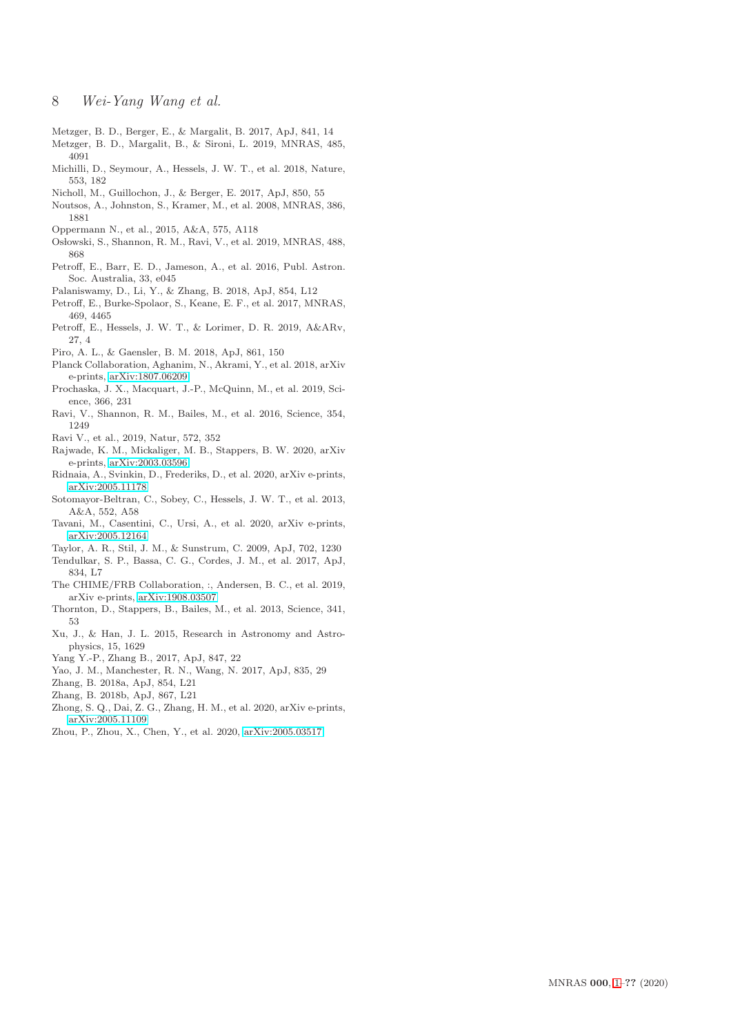Metzger, B. D., Berger, E., & Margalit, B. 2017, ApJ, 841, 14

Metzger, B. D., Margalit, B., & Sironi, L. 2019, MNRAS, 485, 4091

Michilli, D., Seymour, A., Hessels, J. W. T., et al. 2018, Nature, 553, 182

Nicholl, M., Guillochon, J., & Berger, E. 2017, ApJ, 850, 55

Noutsos, A., Johnston, S., Kramer, M., et al. 2008, MNRAS, 386, 1881

Oppermann N., et al., 2015, A&A, 575, A118

Osłowski, S., Shannon, R. M., Ravi, V., et al. 2019, MNRAS, 488, 868

Petroff, E., Barr, E. D., Jameson, A., et al. 2016, Publ. Astron. Soc. Australia, 33, e045

Palaniswamy, D., Li, Y., & Zhang, B. 2018, ApJ, 854, L12

Petroff, E., Burke-Spolaor, S., Keane, E. F., et al. 2017, MNRAS, 469, 4465

Petroff, E., Hessels, J. W. T., & Lorimer, D. R. 2019, A&ARv, 27, 4

Piro, A. L., & Gaensler, B. M. 2018, ApJ, 861, 150

Planck Collaboration, Aghanim, N., Akrami, Y., et al. 2018, arXiv e-prints, arXiv:1807.06209

Prochaska, J. X., Macquart, J.-P., McQuinn, M., et al. 2019, Science, 366, 231

Ravi, V., Shannon, R. M., Bailes, M., et al. 2016, Science, 354, 1249

Ravi V., et al., 2019, Natur, 572, 352

Rajwade, K. M., Mickaliger, M. B., Stappers, B. W. 2020, arXiv e-prints, arXiv:2003.03596

Ridnaia, A., Svinkin, D., Frederiks, D., et al. 2020, arXiv e-prints, arXiv:2005.11178

Sotomayor-Beltran, C., Sobey, C., Hessels, J. W. T., et al. 2013, A&A, 552, A58

Tavani, M., Casentini, C., Ursi, A., et al. 2020, arXiv e-prints, arXiv:2005.12164

Taylor, A. R., Stil, J. M., & Sunstrum, C. 2009, ApJ, 702, 1230

Tendulkar, S. P., Bassa, C. G., Cordes, J. M., et al. 2017, ApJ, 834, L7

The CHIME/FRB Collaboration, :, Andersen, B. C., et al. 2019, arXiv e-prints, arXiv:1908.03507

Thornton, D., Stappers, B., Bailes, M., et al. 2013, Science, 341, 53

Xu, J., & Han, J. L. 2015, Research in Astronomy and Astrophysics, 15, 1629

Yang Y.-P., Zhang B., 2017, ApJ, 847, 22

Yao, J. M., Manchester, R. N., Wang, N. 2017, ApJ, 835, 29

Zhang, B. 2018a, ApJ, 854, L21

Zhang, B. 2018b, ApJ, 867, L21

Zhong, S. Q., Dai, Z. G., Zhang, H. M., et al. 2020, arXiv e-prints, arXiv:2005.11109

Zhou, P., Zhou, X., Chen, Y., et al. 2020, arXiv:2005.03517